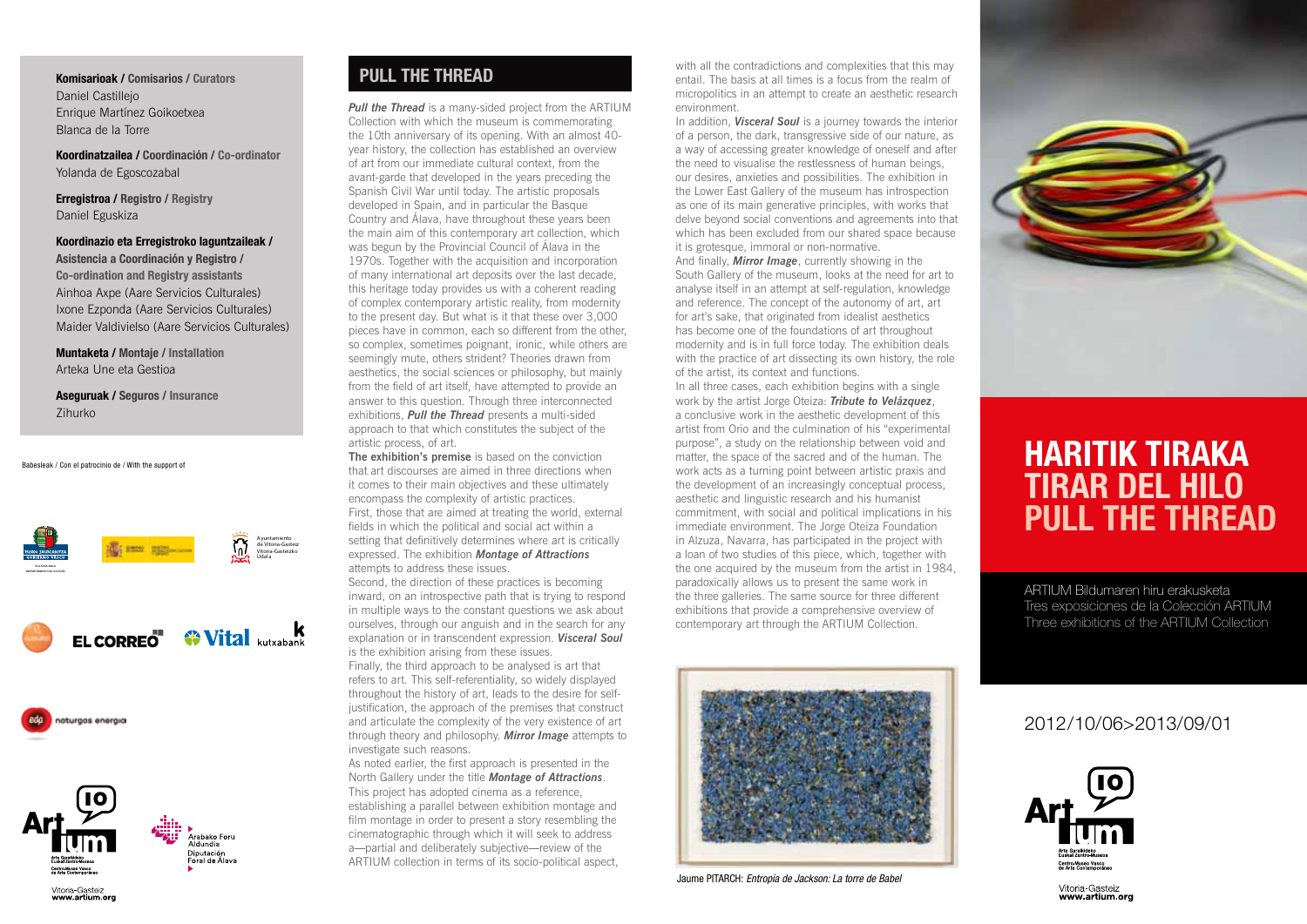**Komisarioak / Comisarios / Curators**
Daniel Castillejo
Enrique Martínez Goikoetxea
Blanca de la Torre

**Koordinatzailea / Coordinación / Co-ordinator**
Yolanda de Egoscozabal

**Erregistroa / Registro / Registry**
Daniel Eguskiza

**Koordinazio eta Erregistroko laguntzaileak / Asistencia a Coordinación y Registro / Co-ordination and Registry assistants**
Ainhoa Axpe (Aare Servicios Culturales)
Ixone Ezponda (Aare Servicios Culturales)
Maider Valdivielso (Aare Servicios Culturales)

**Muntaketa / Montaje / Installation**
Arteka Une eta Gestioa

**Aseguruak / Seguros / Insurance**
Zihurko

Babesleak / Con el patrocinio de / With the support of

## PULL THE THREAD

***Pull the Thread*** is a many-sided project from the ARTIUM Collection with which the museum is commemorating the 10th anniversary of its opening. With an almost 40-year history, the collection has established an overview of art from our immediate cultural context, from the avant-garde that developed in the years preceding the Spanish Civil War until today. The artistic proposals developed in Spain, and in particular the Basque Country and Álava, have throughout these years been the main aim of this contemporary art collection, which was begun by the Provincial Council of Álava in the 1970s. Together with the acquisition and incorporation of many international art deposits over the last decade, this heritage today provides us with a coherent reading of complex contemporary artistic reality, from modernity to the present day. But what is it that these over 3,000 pieces have in common, each so different from the other, so complex, sometimes poignant, ironic, while others are seemingly mute, others strident? Theories drawn from aesthetics, the social sciences or philosophy, but mainly from the field of art itself, have attempted to provide an answer to this question. Through three interconnected exhibitions, ***Pull the Thread*** presents a multi-sided approach to that which constitutes the subject of the artistic process, of art.

**The exhibition's premise** is based on the conviction that art discourses are aimed in three directions when it comes to their main objectives and these ultimately encompass the complexity of artistic practices.

First, those that are aimed at treating the world, external fields in which the political and social act within a setting that definitively determines where art is critically expressed. The exhibition ***Montage of Attractions*** attempts to address these issues.

Second, the direction of these practices is becoming inward, on an introspective path that is trying to respond in multiple ways to the constant questions we ask about ourselves, through our anguish and in the search for any explanation or in transcendent expression. ***Visceral Soul*** is the exhibition arising from these issues.

Finally, the third approach to be analysed is art that refers to art. This self-referentiality, so widely displayed throughout the history of art, leads to the desire for self-justification, the approach of the premises that construct and articulate the complexity of the very existence of art through theory and philosophy. ***Mirror Image*** attempts to investigate such reasons.

As noted earlier, the first approach is presented in the North Gallery under the title ***Montage of Attractions***. This project has adopted cinema as a reference, establishing a parallel between exhibition montage and film montage in order to present a story resembling the cinematographic through which it will seek to address a—partial and deliberately subjective—review of the ARTIUM collection in terms of its socio-political aspect, with all the contradictions and complexities that this may entail. The basis at all times is a focus from the realm of micropolitics in an attempt to create an aesthetic research environment.

In addition, ***Visceral Soul*** is a journey towards the interior of a person, the dark, transgressive side of our nature, as a way of accessing greater knowledge of oneself and after the need to visualise the restlessness of human beings, our desires, anxieties and possibilities. The exhibition in the Lower East Gallery of the museum has introspection as one of its main generative principles, with works that delve beyond social conventions and agreements into that which has been excluded from our shared space because it is grotesque, immoral or non-normative.

And finally, ***Mirror Image***, currently showing in the South Gallery of the museum, looks at the need for art to analyse itself in an attempt at self-regulation, knowledge and reference. The concept of the autonomy of art, art for art's sake, that originated from idealist aesthetics has become one of the foundations of art throughout modernity and is in full force today. The exhibition deals with the practice of art dissecting its own history, the role of the artist, its context and functions.

In all three cases, each exhibition begins with a single work by the artist Jorge Oteiza: ***Tribute to Velázquez***, a conclusive work in the aesthetic development of this artist from Orio and the culmination of his "experimental purpose", a study on the relationship between void and matter, the space of the sacred and of the human. The work acts as a turning point between artistic praxis and the development of an increasingly conceptual process, aesthetic and linguistic research and his humanist commitment, with social and political implications in his immediate environment. The Jorge Oteiza Foundation in Alzuza, Navarra, has participated in the project with a loan of two studies of this piece, which, together with the one acquired by the museum from the artist in 1984, paradoxically allows us to present the same work in the three galleries. The same source for three different exhibitions that provide a comprehensive overview of contemporary art through the ARTIUM Collection.

Jaume PITARCH: *Entropía de Jackson: La torre de Babel*

# HARITIK TIRAKA
# TIRAR DEL HILO
# PULL THE THREAD

ARTIUM Bildumaren hiru erakusketa
Tres exposiciones de la Colección ARTIUM
Three exhibitions of the ARTIUM Collection

2012/10/06>2013/09/01

Vitoria-Gasteiz
www.artium.org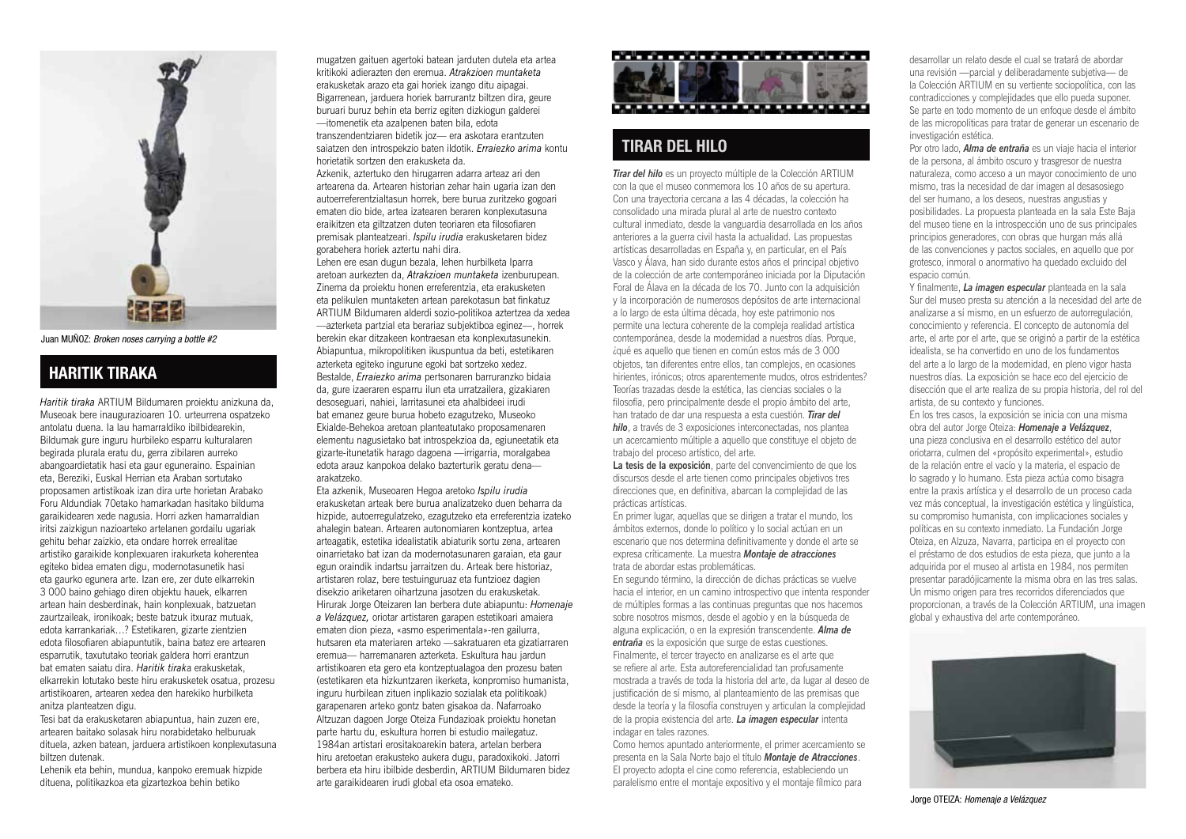Juan MUÑOZ: *Broken noses carrying a bottle #2*

## HARITIK TIRAKA

*Haritik tiraka* ARTIUM Bildumaren proiektu anizkuna da, Museoak bere inaugurazioaren 10. urteurrena ospatzeko antolatu duena. Ia lau hamarraldiko ibilbidearekin, Bildumak gure inguru hurbileko esparru kulturalaren begirada plurala eratu du, gerra zibilaren aurreko abangoardietatik hasi eta gaur egunera arte. Espainian eta, Bereziki, Euskal Herrian eta Araban sortutako proposamen artistikoak izan dira urte horietan Arabako Foru Aldundiak 70etako hamarkadan hasitako bilduma garaikidearen xede nagusia. Horri azken hamarraldian iritsi zaizkigun nazioarteko artelanen gordailu ugariak gehitu behar zaizkio, eta ondare horrek errealitate artistiko garaikide konplexuaren irakurketa koherentea egiteko bidea ematen digu, modernotasunetik hasi eta gaurko egunera arte. Izan ere, zer dute elkarrekin 3 000 baino gehiago diren objektu hauek, elkarren artean hain desberdinak, hain konplexuak, batzuetan zaurtzaileak, ironikoak; beste batzuk itxuraz mutuak, edota karrankariak…? Estetikaren, gizarte zientzien edota filosofiaren abiapuntutik, baina batez ere artearen esparrutik, taxututako teoriak galdera horri erantzun bat ematen saiatu dira. *Haritik tiraka* erakusketak, elkarrekin lotutako beste hiru erakusketek osatua, prozesu artistikoaren, artearen xedea den harekiko hurbilketa anitza planteatzen digu.

Tesi bat da erakusketaren abiapuntua, hain zuzen ere, artearen baitako solasak hiru norabidetako helburuak dituela, azken batean, jarduera artistikoen konplexutasuna biltzen dutenak.

Lehenik eta behin, mundua, kanpoko eremuak hizpide dituena, politikazkoa eta gizartezkoa behin betiko mugatzen gaituen agertoki batean jarduten dutela eta artea kritikoki adierazten den eremua. *Atrakzioen muntaketa* erakusketak arazo eta gai horiek izango ditu aipagai.

Bigarrenean, jarduera horiek barrurantz biltzen dira, geure buruari buruz behin eta berriz egiten dizkiogun galderei —itomenetik eta azalpenen baten bila, edota transzendentziaren bidetik joz— era askotara erantzuten saiatzen den introspekzio baten ildotik. *Erraiezko arima* kontu horietatik sortzen den erakusketa da.

Azkenik, aztertuko den hirugarren adarra arteaz ari den artearena da. Artearen historian zehar hain ugaria izan den autoerreferentzialtasun horrek, bere burua zuritzeko gogoari ematen dio bide, artea izatearen beraren konplexutasuna eraikitzen eta giltzatzen duten teoriaren eta filosofiaren premisak planteatzeari. *Ispilu irudia* erakusketaren bidez gorabehera horiek aztertu nahi dira.

Lehen ere esan dugun bezala, lehen hurbilketa Iparra aretoan aurkezten da, *Atrakzioen muntaketa* izenburupean. Zinema da proiektu honen erreferentzia, eta erakusketen eta pelikulen muntaketen artean parekotasun bat finkatuz ARTIUM Bildumaren alderdi sozio-politikoa aztertzea da xedea —azterketa partzial eta berariaz subjektiboa eginez—, horrek berekin ekar ditzakeen kontraesan eta konplexutasunekin. Abiapuntua, mikropolitiken ikuspuntua da beti, estetikaren azterketa egiteko ingurune egoki bat sortzeko xedez.

Bestalde, *Erraiezko arima* pertsonaren barruranzko bidaia da, gure izaeraren esparru ilun eta urratzailera, gizakiaren desoseguari, nahiei, larritasunei eta ahalbideei irudi bat emanez geure burua hobeto ezagutzeko, Museoko Ekialde-Behekoa aretoan planteatutako proposamenaren elementu nagusietako bat introspekzioa da, egiuneetatik eta gizarte-itunetatik harago dagoena —irrigarria, moralgabea edota arauz kanpokoa delako bazterturik geratu dena— arakatzeko.

Eta azkenik, Museoaren Hegoa aretoko *Ispilu irudia* erakusketan arteak bere burua analizatzeko duen beharra da hizpide, autoerregulatzeko, ezagutzeko eta erreferentzia izateko ahalegin batean. Artearen autonomiaren kontzeptua, artea arteagatik, estetika idealistatik abiaturik sortu zena, artearen oinarrietako bat izan da modernotasunaren garaian, eta gaur egun oraindik indartsu jarraitzen du. Arteak bere historiaz, artistaren rolaz, bere testuinguruaz eta funtzioez dagien disekzio ariketaren oihartzuna jasotzen du erakusketak.

Hirurak Jorge Oteizaren lan berbera dute abiapuntu: *Homenaje a Velázquez,* oriotar artistaren garapen estetikoari amaiera ematen dion pieza, «asmo esperimentala»-ren gailurra, hutsaren eta materiaren arteko —sakratuaren eta gizatiarraren eremua— harremanaren azterketa. Eskultura hau jardun artistikoaren eta gero eta kontzeptualagoa den prozesu baten (estetikaren eta hizkuntzaren ikerketa, konpromiso humanista, inguru hurbilean zituen inplikazio sozialak eta politikoak) garapenaren arteko gontz baten gisakoa da. Nafarroako Altzuzan dagoen Jorge Oteiza Fundazioak proiektu honetan parte hartu du, eskultura horren bi estudio mailegatuz. 1984an artistari erositakoarekin batera, artelan berbera hiru aretoetan erakusteko aukera dugu, paradoxikoki. Jatorri berbera eta hiru ibilbide desberdin, ARTIUM Bildumaren bidez arte garaikidearen irudi global eta osoa emateko.

## TIRAR DEL HILO

***Tirar del hilo*** es un proyecto múltiple de la Colección ARTIUM con la que el museo conmemora los 10 años de su apertura. Con una trayectoria cercana a las 4 décadas, la colección ha consolidado una mirada plural al arte de nuestro contexto cultural inmediato, desde la vanguardia desarrollada en los años anteriores a la guerra civil hasta la actualidad. Las propuestas artísticas desarrolladas en España y, en particular, en el País Vasco y Álava, han sido durante estos años el principal objetivo de la colección de arte contemporáneo iniciada por la Diputación Foral de Álava en la década de los 70. Junto con la adquisición y la incorporación de numerosos depósitos de arte internacional a lo largo de esta última década, hoy este patrimonio nos permite una lectura coherente de la compleja realidad artística contemporánea, desde la modernidad a nuestros días. Porque, ¿qué es aquello que tienen en común estos más de 3 000 objetos, tan diferentes entre ellos, tan complejos, en ocasiones hirientes, irónicos; otros aparentemente mudos, otros estridentes? Teorías trazadas desde la estética, las ciencias sociales o la filosofía, pero principalmente desde el propio ámbito del arte, han tratado de dar una respuesta a esta cuestión. ***Tirar del hilo***, a través de 3 exposiciones interconectadas, nos plantea un acercamiento múltiple a aquello que constituye el objeto de trabajo del proceso artístico, del arte.

**La tesis de la exposición**, parte del convencimiento de que los discursos desde el arte tienen como principales objetivos tres direcciones que, en definitiva, abarcan la complejidad de las prácticas artísticas.

En primer lugar, aquellas que se dirigen a tratar el mundo, los ámbitos externos, donde lo político y lo social actúan en un escenario que nos determina definitivamente y donde el arte se expresa críticamente. La muestra ***Montaje de atracciones*** trata de abordar estas problemáticas.

En segundo término, la dirección de dichas prácticas se vuelve hacia el interior, en un camino introspectivo que intenta responder de múltiples formas a las continuas preguntas que nos hacemos sobre nosotros mismos, desde el agobio y en la búsqueda de alguna explicación, o en la expresión transcendente. ***Alma de entraña*** es la exposición que surge de estas cuestiones.

Finalmente, el tercer trayecto en analizarse es el arte que se refiere al arte. Esta autoreferencialidad tan profusamente mostrada a través de toda la historia del arte, da lugar al deseo de justificación de sí mismo, al planteamiento de las premisas que desde la teoría y la filosofía construyen y articulan la complejidad de la propia existencia del arte. ***La imagen especular*** intenta indagar en tales razones.

Como hemos apuntado anteriormente, el primer acercamiento se presenta en la Sala Norte bajo el título ***Montaje de Atracciones***. El proyecto adopta el cine como referencia, estableciendo un paralelismo entre el montaje expositivo y el montaje fílmico para desarrollar un relato desde el cual se tratará de abordar una revisión —parcial y deliberadamente subjetiva— de la Colección ARTIUM en su vertiente sociopolítica, con las contradicciones y complejidades que ello pueda suponer. Se parte en todo momento de un enfoque desde el ámbito de las micropolíticas para tratar de generar un escenario de investigación estética.

Por otro lado, ***Alma de entraña*** es un viaje hacia el interior de la persona, al ámbito oscuro y trasgresor de nuestra naturaleza, como acceso a un mayor conocimiento de uno mismo, tras la necesidad de dar imagen al desasosiego del ser humano, a los deseos, nuestras angustias y posibilidades. La propuesta planteada en la sala Este Baja del museo tiene en la introspección uno de sus principales principios generadores, con obras que hurgan más allá de las convenciones y pactos sociales, en aquello que por grotesco, inmoral o anormativo ha quedado excluido del espacio común.

Y finalmente, ***La imagen especular*** planteada en la sala Sur del museo presta su atención a la necesidad del arte de analizarse a sí mismo, en un esfuerzo de autorregulación, conocimiento y referencia. El concepto de autonomía del arte, el arte por el arte, que se originó a partir de la estética idealista, se ha convertido en uno de los fundamentos del arte a lo largo de la modernidad, en pleno vigor hasta nuestros días. La exposición se hace eco del ejercicio de disección que el arte realiza de su propia historia, del rol del artista, de su contexto y funciones.

En los tres casos, la exposición se inicia con una misma obra del autor Jorge Oteiza: ***Homenaje a Velázquez***, una pieza conclusiva en el desarrollo estético del autor oriotarra, culmen del «propósito experimental», estudio de la relación entre el vacío y la materia, el espacio de lo sagrado y lo humano. Esta pieza actúa como bisagra entre la praxis artística y el desarrollo de un proceso cada vez más conceptual, la investigación estética y lingüística, su compromiso humanista, con implicaciones sociales y políticas en su contexto inmediato. La Fundación Jorge Oteiza, en Alzuza, Navarra, participa en el proyecto con el préstamo de dos estudios de esta pieza, que junto a la adquirida por el museo al artista en 1984, nos permiten presentar paradójicamente la misma obra en las tres salas. Un mismo origen para tres recorridos diferenciados que proporcionan, a través de la Colección ARTIUM, una imagen global y exhaustiva del arte contemporáneo.

Jorge OTEIZA: *Homenaje a Velázquez*